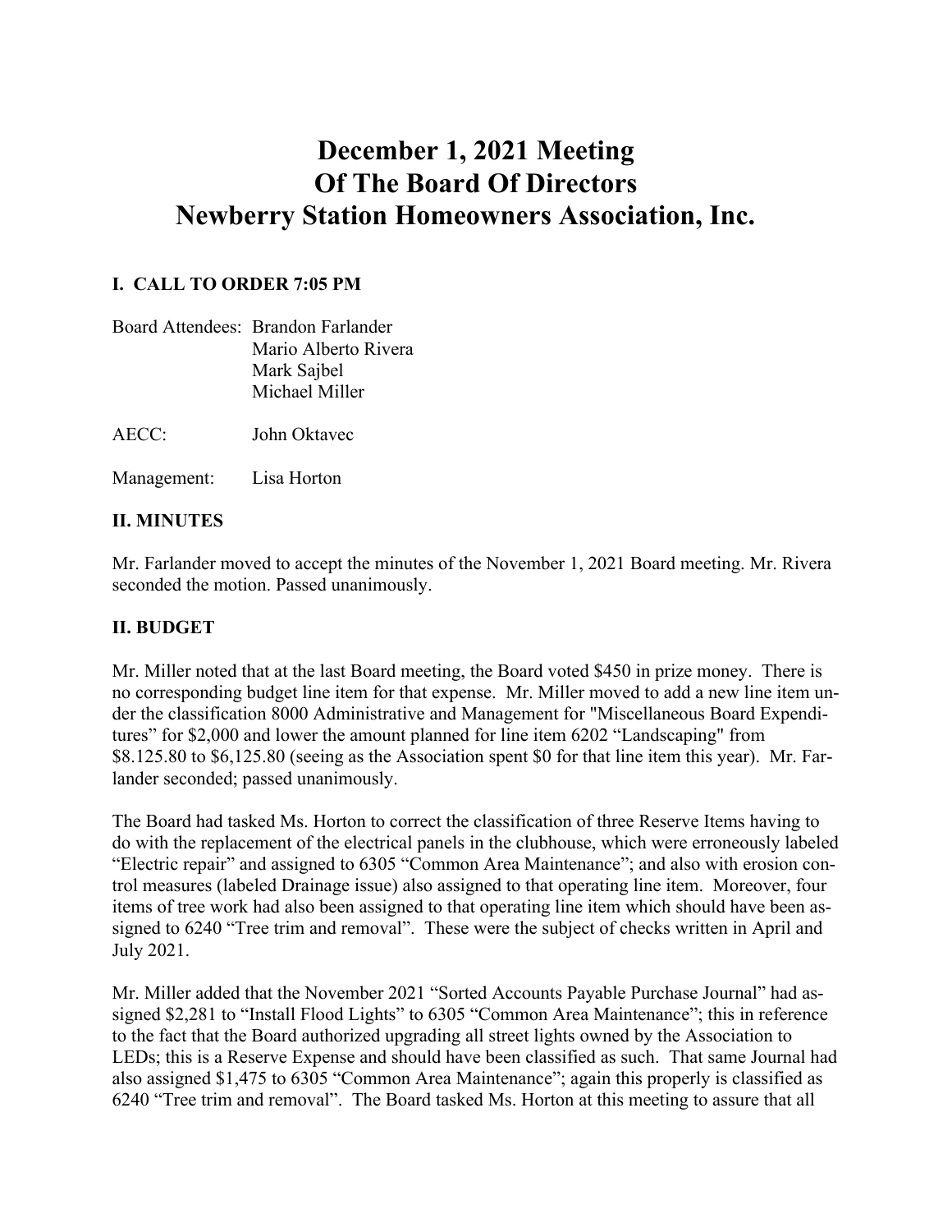# December 1, 2021 Meeting
# Of The Board Of Directors
# Newberry Station Homeowners Association, Inc.

### I. CALL TO ORDER 7:05 PM

Board Attendees: Brandon Farlander
Mario Alberto Rivera
Mark Sajbel
Michael Miller

AECC: John Oktavec

Management: Lisa Horton

### II. MINUTES

Mr. Farlander moved to accept the minutes of the November 1, 2021 Board meeting. Mr. Rivera seconded the motion. Passed unanimously.

### II. BUDGET

Mr. Miller noted that at the last Board meeting, the Board voted $450 in prize money. There is no corresponding budget line item for that expense. Mr. Miller moved to add a new line item under the classification 8000 Administrative and Management for "Miscellaneous Board Expenditures" for $2,000 and lower the amount planned for line item 6202 "Landscaping" from $8.125.80 to $6,125.80 (seeing as the Association spent $0 for that line item this year). Mr. Farlander seconded; passed unanimously.

The Board had tasked Ms. Horton to correct the classification of three Reserve Items having to do with the replacement of the electrical panels in the clubhouse, which were erroneously labeled "Electric repair" and assigned to 6305 "Common Area Maintenance"; and also with erosion control measures (labeled Drainage issue) also assigned to that operating line item. Moreover, four items of tree work had also been assigned to that operating line item which should have been assigned to 6240 "Tree trim and removal". These were the subject of checks written in April and July 2021.

Mr. Miller added that the November 2021 "Sorted Accounts Payable Purchase Journal" had assigned $2,281 to "Install Flood Lights" to 6305 "Common Area Maintenance"; this in reference to the fact that the Board authorized upgrading all street lights owned by the Association to LEDs; this is a Reserve Expense and should have been classified as such. That same Journal had also assigned $1,475 to 6305 "Common Area Maintenance"; again this properly is classified as 6240 "Tree trim and removal". The Board tasked Ms. Horton at this meeting to assure that all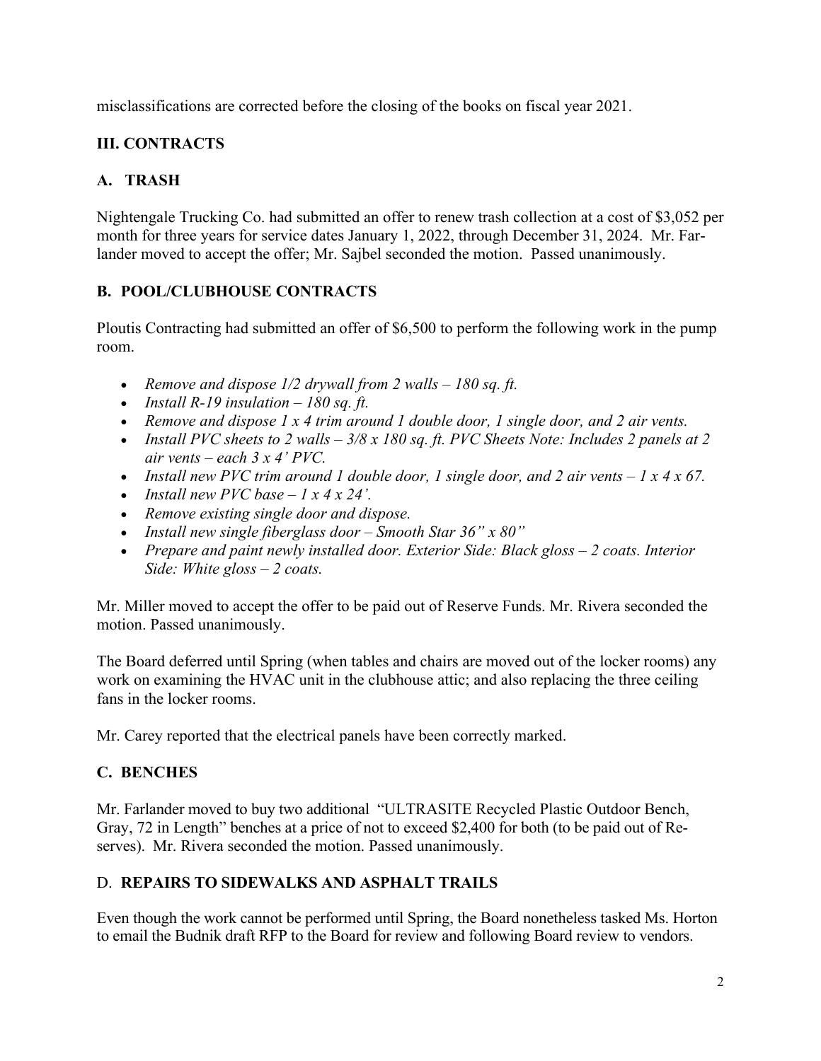misclassifications are corrected before the closing of the books on fiscal year 2021.

## III. CONTRACTS

### A. TRASH

Nightengale Trucking Co. had submitted an offer to renew trash collection at a cost of $3,052 per month for three years for service dates January 1, 2022, through December 31, 2024. Mr. Farlander moved to accept the offer; Mr. Sajbel seconded the motion. Passed unanimously.

### B. POOL/CLUBHOUSE CONTRACTS

Ploutis Contracting had submitted an offer of $6,500 to perform the following work in the pump room.

- *Remove and dispose 1/2 drywall from 2 walls – 180 sq. ft.*
- *Install R-19 insulation – 180 sq. ft.*
- *Remove and dispose 1 x 4 trim around 1 double door, 1 single door, and 2 air vents.*
- *Install PVC sheets to 2 walls – 3/8 x 180 sq. ft. PVC Sheets Note: Includes 2 panels at 2 air vents – each 3 x 4' PVC.*
- *Install new PVC trim around 1 double door, 1 single door, and 2 air vents – 1 x 4 x 67.*
- *Install new PVC base – 1 x 4 x 24'.*
- *Remove existing single door and dispose.*
- *Install new single fiberglass door – Smooth Star 36" x 80"*
- *Prepare and paint newly installed door. Exterior Side: Black gloss – 2 coats. Interior Side: White gloss – 2 coats.*

Mr. Miller moved to accept the offer to be paid out of Reserve Funds. Mr. Rivera seconded the motion. Passed unanimously.

The Board deferred until Spring (when tables and chairs are moved out of the locker rooms) any work on examining the HVAC unit in the clubhouse attic; and also replacing the three ceiling fans in the locker rooms.

Mr. Carey reported that the electrical panels have been correctly marked.

### C. BENCHES

Mr. Farlander moved to buy two additional "ULTRASITE Recycled Plastic Outdoor Bench, Gray, 72 in Length" benches at a price of not to exceed $2,400 for both (to be paid out of Reserves). Mr. Rivera seconded the motion. Passed unanimously.

### D. REPAIRS TO SIDEWALKS AND ASPHALT TRAILS

Even though the work cannot be performed until Spring, the Board nonetheless tasked Ms. Horton to email the Budnik draft RFP to the Board for review and following Board review to vendors.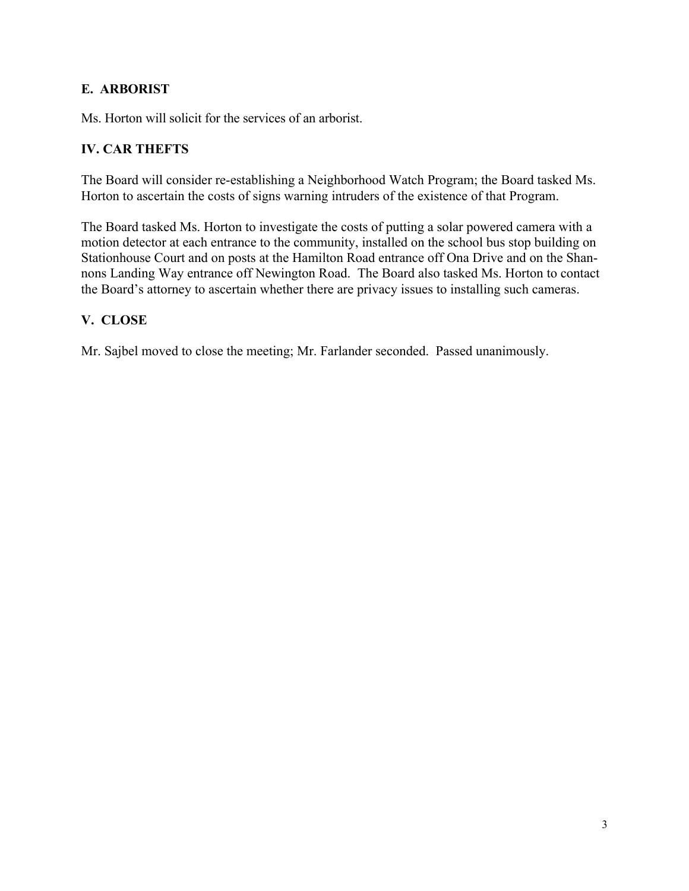### E. ARBORIST

Ms. Horton will solicit for the services of an arborist.

## IV. CAR THEFTS

The Board will consider re-establishing a Neighborhood Watch Program; the Board tasked Ms. Horton to ascertain the costs of signs warning intruders of the existence of that Program.

The Board tasked Ms. Horton to investigate the costs of putting a solar powered camera with a motion detector at each entrance to the community, installed on the school bus stop building on Stationhouse Court and on posts at the Hamilton Road entrance off Ona Drive and on the Shannons Landing Way entrance off Newington Road. The Board also tasked Ms. Horton to contact the Board's attorney to ascertain whether there are privacy issues to installing such cameras.

## V. CLOSE

Mr. Sajbel moved to close the meeting; Mr. Farlander seconded. Passed unanimously.